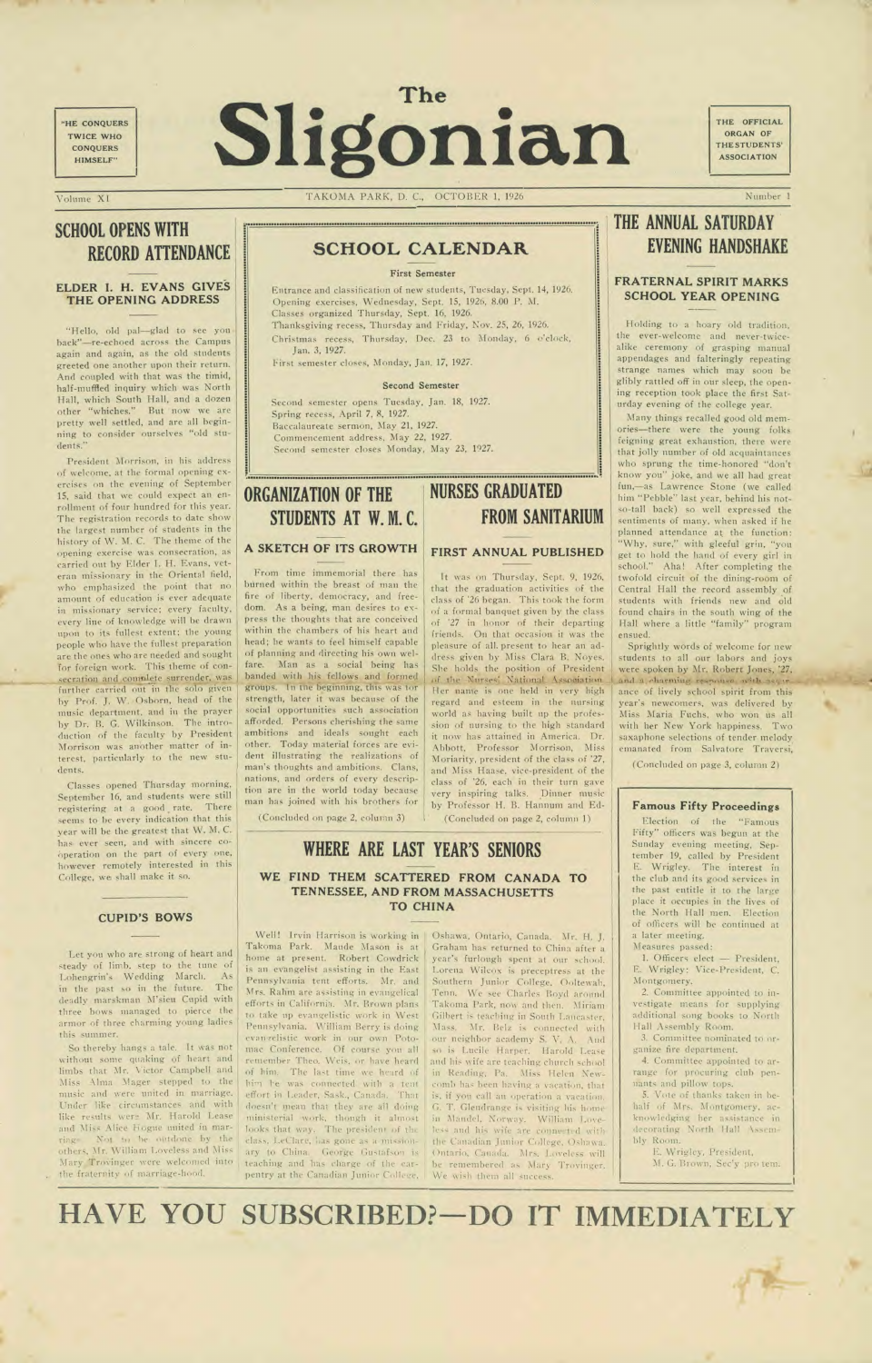"HE CONQUERS TWICE WHO CONQUERS HIMSELF"

# The Sligonian

THE OFFICIAL ORGAN OF THE STUDENTS' ASSOCIATION

Volume XI — TAKOMA PARK, D. C., OCTOBER 1, 1926 — Number 1

## SCHOOL OPENS WITH RECORD ATTENDANCE

### ELDER I. H. EVANS GIVES THE OPENING ADDRESS

"Hello, old pal—glad to see you back"—re-echoed across the Campus again and again, as the old students greeted one another upon their return. And coupled with that was the timid, half-muffled inquiry which was North Hall, which South Hall, and a dozen other "whiches." But now we are pretty well settled, and are all beginning to consider ourselves "old students."

President Morrison, in his address of welcome, at the formal opening exercises on the evening of September 15, said that we could expect an enrollment of four hundred for this year. The registration records to date show the largest number of students in the history of W. M. C. The theme of the opening exercise was consecration, as carried out by Elder I. H. Evans, veteran missionary in the Oriental field, who emphasized the point that no amount of education is ever adequate in missionary service; every faculty, every line of knowledge will be drawn upon to its fullest extent; the young people who have the fullest preparation are the ones who are needed and sought for foreign work. This theme of consecration and complete surrender, was further carried out in the solo given by Prof. J. W. Osborn, head of the music department, and in the prayer by Dr. B. G. Wilkinson. The introduction of the faculty by President Morrison was another matter of interest, particularly to the new students.

Classes opened Thursday morning, September 16, and students were still registering at a good rate. There seems to be every indication that this year will be the greatest that W. M. C. has ever seen, and with sincere cooperation on the part of every one, however remotely interested in this College, we shall make it so.

### CUPID'S BOWS

Let you who are strong of heart and steady of limb, step to the tune of Lohengrin's Wedding March. As in the past so in the future. The deadly marksman M'sieu Cupid with three bows managed to pierce the armor of three charming young ladies this summer.

So thereby hangs a tale. It was not without some quaking of heart and limbs that Mr. Victor Campbell and Miss Alma Mager stepped to the music and were united in marriage. Under like circumstances and with like results were Mr. Harold Lease and Miss Alice Hogue united in marriage. Not to be outdone by the others, Mr. William Loveless and Miss Mary Trovinger were welcomed into the fraternity of marriage-hood.

## SCHOOL CALENDAR

### First Semester

Entrance and classification of new students, Tuesday, Sept. 14, 1926.
Opening exercises, Wednesday, Sept. 15, 1926, 8.00 P. M.
Classes organized Thursday, Sept. 16, 1926.
Thanksgiving recess, Thursday and Friday, Nov. 25, 26, 1926.
Christmas recess, Thursday, Dec. 23 to Monday, 6 o'clock, Jan. 3, 1927.
First semester closes, Monday, Jan. 17, 1927.

### Second Semester

Second semester opens Tuesday, Jan. 18, 1927.
Spring recess, April 7, 8, 1927.
Baccalaureate sermon, May 21, 1927.
Commencement address, May 22, 1927.
Second semester closes Monday, May 23, 1927.

## ORGANIZATION OF THE STUDENTS AT W. M. C.

### A SKETCH OF ITS GROWTH

From time immemorial there has burned within the breast of man the fire of liberty, democracy, and freedom. As a being, man desires to express the thoughts that are conceived within the chambers of his heart and head; he wants to feel himself capable of planning and directing his own welfare. Man as a social being has banded with his fellows and formed groups. In the beginning, this was for strength, later it was because of the social opportunities such association afforded. Persons cherishing the same ambitions and ideals sought each other. Today material forces are evident illustrating the realizations of man's thoughts and ambitions. Clans, nations, and orders of every description are in the world today because man has joined with his brothers for

(Concluded on page 2, column 3)

## NURSES GRADUATED FROM SANITARIUM

### FIRST ANNUAL PUBLISHED

It was on Thursday, Sept. 9, 1926, that the graduation activities of the class of '26 began. This took the form of a formal banquet given by the class of '27 in honor of their departing friends. On that occasion it was the pleasure of all present to hear an address given by Miss Clara B. Noyes. She holds the position of President of the Nurses' National Association. Her name is one held in very high regard and esteem in the nursing world as having built up the profession of nursing to the high standard it now has attained in America. Dr. Abbott, Professor Morrison, Miss Moriarity, president of the class of '27, and Miss Haase, vice-president of the class of '26, each in their turn gave very inspiring talks. Dinner music by Professor H. B. Hannum and Ed-

(Concluded on page 2, column 1)

## WHERE ARE LAST YEAR'S SENIORS

### WE FIND THEM SCATTERED FROM CANADA TO TENNESSEE, AND FROM MASSACHUSETTS TO CHINA

Well! Irvin Harrison is working in Takoma Park. Maude Mason is at home at present. Robert Cowdrick is an evangelist assisting in the East Pennsylvania tent efforts. Mr. and Mrs. Rahm are assisting in evangelical efforts in California. Mr. Brown plans to take up evangelistic work in West Pennsylvania. William Berry is doing evangelistic work in our own Potomac Conference. Of course you all remember Theo. Weis, or have heard of him. The last time we heard of him he was connected with a tent effort in Leader, Sask., Canada. That doesn't mean that they are all doing ministerial work, though it almost looks that way. The president of the class, LeClare, has gone as a missionary to China. George Gustafson is teaching and has charge of the carpentry at the Canadian Junior College, Oshawa, Ontario, Canada. Mr. H. J. Graham has returned to China after a year's furlough spent at our school. Lorena Wilcox is preceptress at the Southern Junior College, Ooltewah, Tenn. We see Charles Boyd around Takoma Park, now and then. Miriam Gilbert is teaching in South Lancaster, Mass. Mr. Belz is connected with our neighbor academy S. V. A. And so is Lucile Harper. Harold Lease and his wife are teaching church school in Reading, Pa. Miss Helen Newcomb has been having a vacation, that is, if you call an operation a vacation. G. T. Glendrange is visiting his home in Mandel, Norway. William Loveless and his wife are connected with the Canadian Junior College, Oshawa, Ontario, Canada. Mrs. Loveless will be remembered as Mary Trovinger. We wish them all success.

## THE ANNUAL SATURDAY EVENING HANDSHAKE

### FRATERNAL SPIRIT MARKS SCHOOL YEAR OPENING

Holding to a hoary old tradition, the ever-welcome and never-twice-alike ceremony of grasping manual appendages and falteringly repeating strange names which may soon be glibly rattled off in our sleep, the opening reception took place the first Saturday evening of the college year.

Many things recalled good old memories—there were the young folks feigning great exhaustion, there were that jolly number of old acquaintances who sprung the time-honored "don't know you" joke, and we all had great fun,—as Lawrence Stone (we called him "Pebble" last year, behind his not-so-tall back) so well expressed the sentiments of many, when asked if he planned attendance at the function: "Why, sure," with gleeful grin, "you get to hold the hand of every girl in school." Aha! After completing the twofold circuit of the dining-room of Central Hall the record assembly of students with friends new and old found chairs in the south wing of the Hall where a little "family" program ensued.

Sprightly words of welcome for new students to all our labors and joys were spoken by Mr. Robert Jones, '27, and a charming response, with assurance of lively school spirit from this year's newcomers, was delivered by Miss Maria Fuchs, who won us all with her New York happiness. Two saxaphone selections of tender melody emanated from Salvatore Traversi.

(Concluded on page 3, column 2)

### Famous Fifty Proceedings

Election of the "Famous Fifty" officers was begun at the Sunday evening meeting, September 19, called by President E. Wrigley. The interest in the club and its good services in the past entitle it to the large place it occupies in the lives of the North Hall men. Election of officers will be continued at a later meeting.

Measures passed:

1. Officers elect — President, E. Wrigley; Vice-President, C. Montgomery.
2. Committee appointed to investigate means for supplying additional song books to North Hall Assembly Room.
3. Committee nominated to organize fire department.
4. Committee appointed to arrange for procuring club pennants and pillow tops.
5. Vote of thanks taken in behalf of Mrs. Montgomery, acknowledging her assistance in decorating North Hall Assembly Room.

E. Wrigley, President,
M. G. Brown, Sec'y pro tem.

# HAVE YOU SUBSCRIBED?—DO IT IMMEDIATELY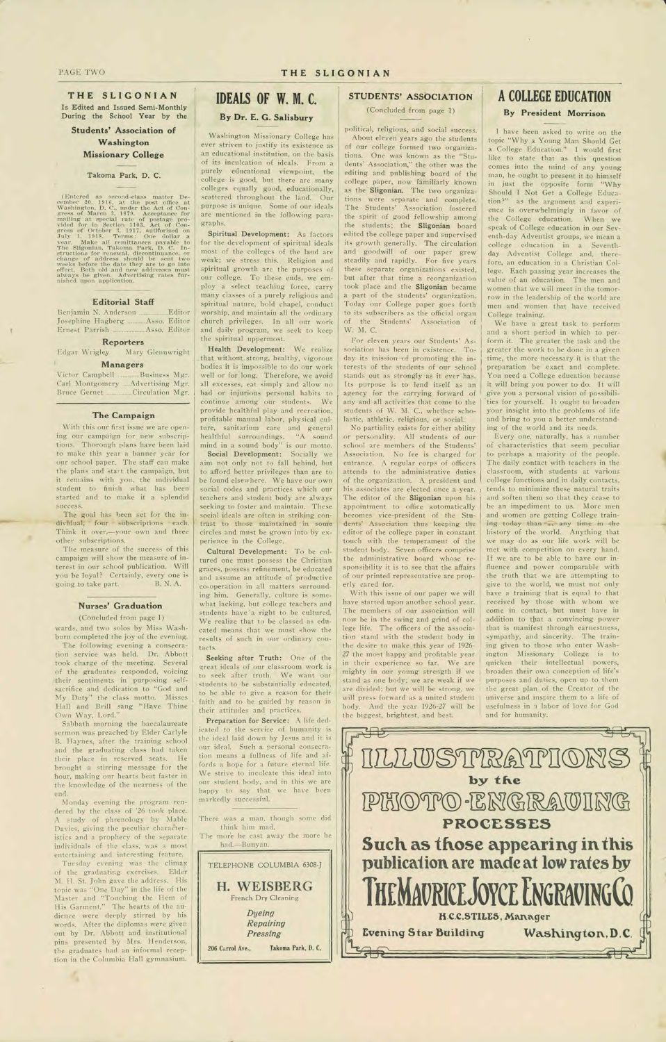## THE SLIGONIAN

Is Edited and Issued Semi-Monthly During the School Year by the

**Students' Association of Washington Missionary College**

Takoma Park, D. C.

(Entered as second-class matter December 20, 1916, at the post office at Washington, D. C., under the Act of Congress of March 3, 1879. Acceptance for mailing at special rate of postage provided for in Section 1103, Act of Congress of October 3, 1917, authorized on July 1, 1918. Terms: One dollar a year. Make all remittances payable to The Sligonian, Takoma Park, D. C. Instructions for renewal, discontinuance, or change of address should be sent two weeks before the date they are to go into effect. Both old and new addresses must always be given. Advertising rates furnished upon application.

### Editorial Staff

Benjamin N. Anderson .......... Editor
Josephine Hagberg .......... Asso. Editor
Ernest Parrish .......... Asso. Editor

### Reporters

Edgar Wrigley Mary Glennwright

### Managers

Victor Campbell .......... Business Mgr.
Carl Montgomery .......... Advertising Mgr.
Bruce Gernet .......... Circulation Mgr.

### The Campaign

With this our first issue we are opening our campaign for new subscriptions. Thorough plans have been laid to make this year a banner year for our school paper. The staff can make the plans and start the campaign, but it remains with you, the individual student to finish what has been started and to make it a splendid success.

The goal has been set for the individual, four subscriptions each. Think it over,—your own and three other subscriptions.

The measure of the success of this campaign will show the measure of interest in our school publication. Will you be loyal? Certainly, every one is going to take part. B. N. A.

### Nurses' Graduation

(Concluded from page 1)

wards, and two solos by Miss Washburn completed the joy of the evening.

The following evening a consecration service was held. Dr. Abbott took charge of the meeting. Several of the graduates responded, voicing their sentiments in purposing self-sacrifice and dedication to "God and My Duty" the class motto. Misses Hall and Brill sang "Have Thine Own Way, Lord."

Sabbath morning the baccalaureate sermon was preached by Elder Carlyle B. Haynes, after the training school and the graduating class had taken their place in reserved seats. He brought a stirring message for the hour, making our hearts beat faster in the knowledge of the nearness of the end.

Monday evening the program rendered by the class of '26 took place. A study of phrenology by Mable Davies, giving the peculiar characteristics and a prophecy of the separate individuals of the class, was a most entertaining and interesting feature.

Tuesday evening was the climax of the graduating exercises. Elder M. H. St. John gave the address. His topic was "One Day" in the life of the Master and "Touching the Hem of His Garment." The hearts of the audience were deeply stirred by his words. After the diplomas were given out by Dr. Abbott and institutional pins presented by Mrs. Henderson, the graduates had an informal reception in the Columbia Hall gymnasium.

## IDEALS OF W. M. C.

### By Dr. E. G. Salisbury

Washington Missionary College has ever striven to justify its existence as an educational institution, on the basis of its inculcation of ideals. From a purely educational viewpoint, the college is good, but there are many colleges equally good, educationally, scattered throughout the land. Our purpose is unique. Some of our ideals are mentioned in the following paragraphs.

**Spiritual Development:** As factors for the development of spiritual ideals most of the colleges of the land are weak; we stress this. Religion and spiritual growth are the purposes of our college. To these ends, we employ a select teaching force, carry many classes of a purely religious and spiritual nature, hold chapel, conduct worship, and maintain all the ordinary church privileges. In all our work and daily program, we seek to keep the spiritual uppermost.

**Health Development:** We realize that without strong, healthy, vigorous bodies it is impossible to do our work well or for long. Therefore, we avoid all excesses, eat simply and allow no bad or injurious personal habits to continue among our students. We provide healthful play and recreation, profitable manual labor, physical culture, sanitarium care and general healthful surroundings. "A sound mind in a sound body" is our motto.

**Social Development:** Socially we aim not only not to fall behind, but to afford better privileges than are to be found elsewhere. We have our own social codes and practices which our teachers and student body are always seeking to foster and maintain. These social ideals are often in striking contrast to those maintained in some circles and must be grown into by experience in the College.

**Cultural Development:** To be cultured one must possess the Christian graces, possess refinement, be educated and assume an attitude of productive co-operation in all matters surrounding him. Generally, culture is somewhat lacking, but college teachers and students have a right to be cultured. We realize that to be classed as educated means that we must show the results of such in our ordinary contacts.

**Seeking after Truth:** One of the great ideals of our classroom work is to seek after truth. We want our students to be substantially educated, to be able to give a reason for their faith and to be guided by reason in their attitudes and practices.

**Preparation for Service:** A life dedicated to the service of humanity is the ideal laid down by Jesus and it is our ideal. Such a personal consecration means a fullness of life and affords a hope for a future eternal life. We strive to inculcate this ideal into our student body, and in this we are happy to say that we have been markedly successful.

There was a man, though some did think him mad.
The more he cast away the more he had.—Bunyan.

TELEPHONE COLUMBIA 6308-J

**H. WEISBERG**
French Dry Cleaning

*Dyeing*
*Repairing*
*Pressing*

206 Carrol Ave., Takoma Park, D. C.

## STUDENTS' ASSOCIATION

(Concluded from page 1)

political, religious, and social success.

About eleven years ago the students of our college formed two organizations. One was known as the "Students' Association," the other was the editing and publishing board of the college paper, now familiarly known as the **Sligonian**. The two organizations were separate and complete. The Students' Association fostered the spirit of good fellowship among the students; the **Sligonian** board edited the college paper and supervised its growth generally. The circulation and goodwill of our paper grew steadily and rapidly. For five years these separate organizations existed, but after that time a reorganization took place and the **Sligonian** became a part of the students' organization. Today our College paper goes forth to its subscribers as the official organ of the Students' Association of W. M. C.

For eleven years our Students' Association has been in existence. Today its mission of promoting the interests of the students of our school stands out as strongly as it ever has. Its purpose is to lend itself as an agency for the carrying forward of any and all activities that come to the students of W. M. C., whether scholastic, athletic, religious, or social.

No partiality exists for either ability or personality. All students of our school are members of the Students' Association. No fee is charged for entrance. A regular corps of officers attends to the administrative duties of the organization. A president and his associates are elected once a year. The editor of the **Sligonian** upon his appointment to office automatically becomes vice-president of the Students' Association thus keeping the editor of the college paper in constant touch with the temperament of the student body. Seven officers comprise the administrative board whose responsibility it is to see that the affairs of our printed representative are properly cared for.

With this issue of our paper we will have started upon another school year. The members of our association will now be in the swing and grind of college life. The officers of the association stand with the student body in the desire to make this year of 1926-27 the most happy and profitable year in their experience so far. We are mighty in our young strength if we stand as one body; we are weak if we are divided; but we will be strong, we will press forward as a united student body. And the year 1926-27 will be the biggest, brightest, and best.

## A COLLEGE EDUCATION

### By President Morrison

I have been asked to write on the topic "Why a Young Man Should Get a College Education." I would first like to state that as this question comes into the mind of any young man, he ought to present it to himself in just the opposite form "Why Should I Not Get a College Education?" as the argument and experience is overwhelmingly in favor of the College education. When we speak of College education in our Seventh-day Adventist groups, we mean a college education in a Seventh-day Adventist College and, therefore, an education in a Christian College. Each passing year increases the value of an education. The men and women that we will meet in the tomorrow in the leadership of the world are men and women that have received College training.

We have a great task to perform and a short period in which to perform it. The greater the task and the greater the work to be done in a given time, the more necessary it is that the preparation be exact and complete. You need a College education because it will bring you power to do. It will give you a personal vision of possibilities for yourself. It ought to broaden your insight into the problems of life and bring to you a better understanding of the world and its needs.

Every one, naturally, has a number of characteristics that seem peculiar to perhaps a majority of the people. The daily contact with teachers in the classroom, with students at various college functions and in daily contacts, tends to minimize these natural traits and soften them so that they cease to be an impediment to us. More men and women are getting College training today than at any time in the history of the world. Anything that we may do as our life work will be met with competition on every hand. If we are to be able to have our influence and power comparable with the truth that we are attempting to give to the world, we must not only have a training that is equal to that received by those with whom we come in contact, but must have in addition to that a convincing power that is manifest through earnestness, sympathy, and sincerity. The training given to those who enter Washington Missionary College is to quicken their intellectual powers, broaden their own conception of life's purposes and duties, open up to them the great plan of the Creator of the universe and inspire them to a life of usefulness in a labor of love for God and for humanity.

**ILLUSTRATIONS**
by the
**PHOTO-ENGRAVING**
**PROCESSES**
**Such as those appearing in this publication are made at low rates by**
**THE MAURICE JOYCE ENGRAVING CO.**
H. C. C. STILES, Manager
Evening Star Building Washington, D. C.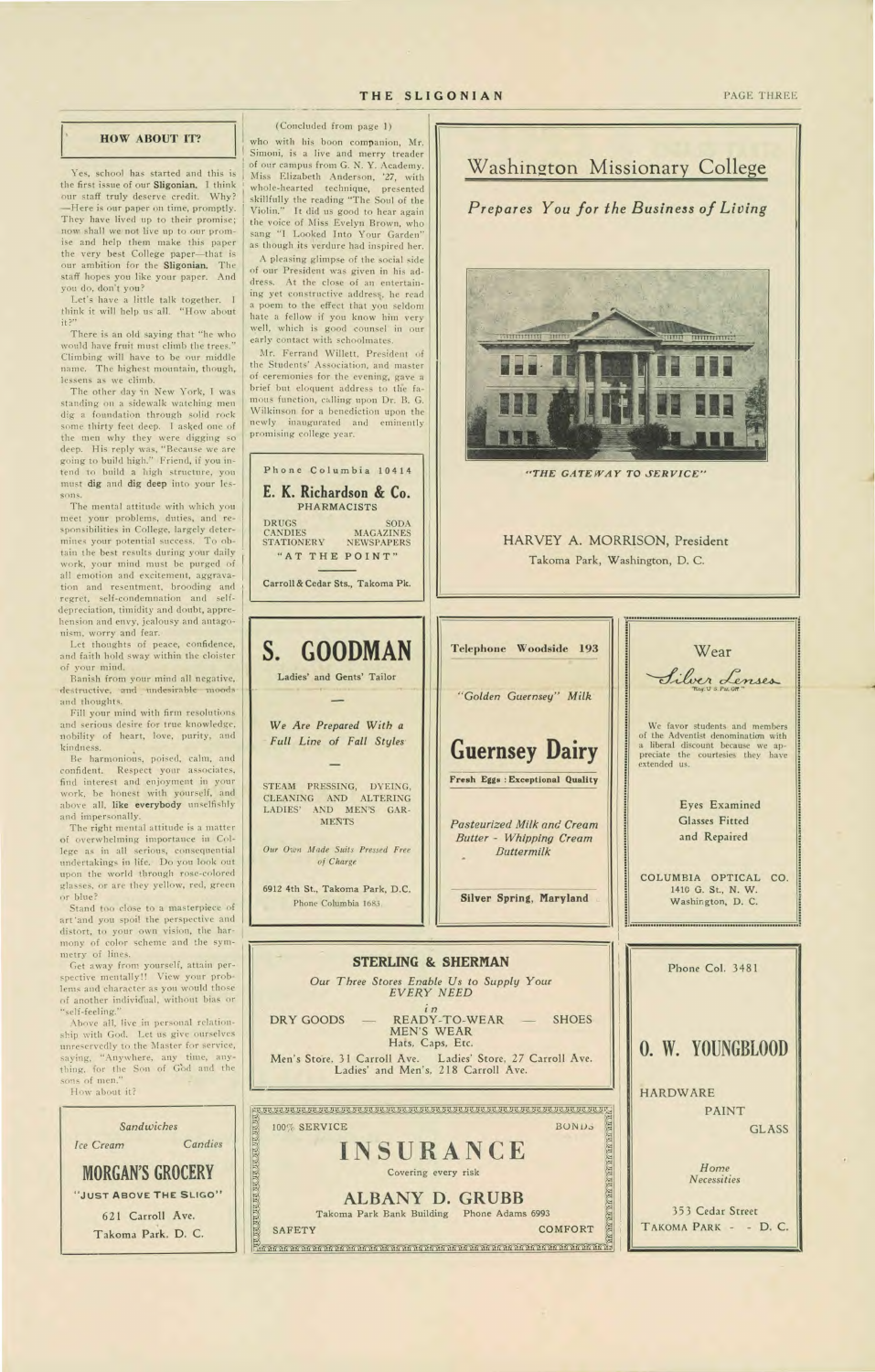## HOW ABOUT IT?

Yes, school has started and this is the first issue of our **Sligonian**. I think our staff truly deserve credit. Why? —Here is our paper on time, promptly. They have lived up to their promise; now shall we not live up to our promise and help them make this paper the very best College paper—that is our ambition for the **Sligonian**. The staff hopes you like your paper. And you do, don't you?

Let's have a little talk together. I think it will help us all. "How about it?"

There is an old saying that "he who would have fruit must climb the trees." Climbing will have to be our middle name. The highest mountain, though, lessens as we climb.

The other day in New York, I was standing on a sidewalk watching men dig a foundation through solid rock some thirty feet deep. I asked one of the men why they were digging so deep. His reply was, "Because we are going to build high." Friend, if you intend to build a high structure, you must **dig** and **dig deep** into your lessons.

The mental attitude with which you meet your problems, duties, and responsibilities in College, largely determines your potential success. To obtain the best results during your daily work, your mind must be purged of all emotion and excitement, aggravation and resentment, brooding and regret, self-condemnation and self-depreciation, timidity and doubt, apprehension and envy, jealousy and antagonism, worry and fear.

Let thoughts of peace, confidence, and faith hold sway within the cloister of your mind.

Banish from your mind all negative, destructive, and undesirable moods and thoughts.

Fill your mind with firm resolutions and serious desire for true knowledge, nobility of heart, love, purity, and kindness.

Be harmonious, poised, calm, and confident. Respect your associates, find interest and enjoyment in your work, be honest with yourself, and above all, **like everybody** unselfishly and impersonally.

The right mental attitude is a matter of overwhelming importance in College as in all serious, consequential undertakings in life. Do you look out upon the world through rose-colored glasses, or are they yellow, red, green or blue?

Stand too close to a masterpiece of art and you spoil the perspective and distort, to your own vision, the harmony of color scheme and the symmetry of lines.

Get away from yourself, attain perspective mentally!! View your problems and character as you would those of another individual, without bias or "self-feeling."

Above all, live in personal relationship with God. Let us give ourselves unreservedly to the Master for service, saying, "Anywhere, any time, anything, for the Son of God and the sons of men."

How about it?

---

*Sandwiches*

*Ice Cream* *Candies*

**MORGAN'S GROCERY**

"JUST ABOVE THE SLIGO"

621 Carroll Ave.

Takoma Park, D. C.

---

(Concluded from page 1)

who with his boon companion, Mr. Simoni, is a live and merry treader of our campus from G. N. Y. Academy. Miss Elizabeth Anderson, '27, with whole-hearted technique, presented skillfully the reading "The Soul of the Violin." It did us good to hear again the voice of Miss Evelyn Brown, who sang "I Looked Into Your Garden" as though its verdure had inspired her.

A pleasing glimpse of the social side of our President was given in his address. At the close of an entertaining yet constructive address, he read a poem to the effect that you seldom hate a fellow if you know him very well, which is good counsel in our early contact with schoolmates.

Mr. Ferrand Willett, President of the Students' Association, and master of ceremonies for the evening, gave a brief but eloquent address to the famous function, calling upon Dr. B. G. Wilkinson for a benediction upon the newly inaugurated and eminently promising college year.

---

Phone Columbia 10414

**E. K. Richardson & Co.**

PHARMACISTS

DRUGS — SODA
CANDIES — MAGAZINES
STATIONERY — NEWSPAPERS

"AT THE POINT"

Carroll & Cedar Sts., Takoma Pk.

---

# Washington Missionary College

*Prepares You for the Business of Living*

*"THE GATEWAY TO SERVICE"*

HARVEY A. MORRISON, President

Takoma Park, Washington, D. C.

---

**S. GOODMAN**

Ladies' and Gents' Tailor

*We Are Prepared With a Full Line of Fall Styles*

STEAM PRESSING, DYEING, CLEANING AND ALTERING LADIES' AND MEN'S GARMENTS

*Our Own Made Suits Pressed Free of Charge*

6912 4th St., Takoma Park, D.C.

Phone Columbia 1683

---

**Telephone Woodside 193**

*"Golden Guernsey" Milk*

**Guernsey Dairy**

**Fresh Eggs : Exceptional Quality**

*Pasteurized Milk and Cream*
*Butter - Whipping Cream*
*Buttermilk*

**Silver Spring, Maryland**

---

Wear

*Silver Lenses*

Reg. U. S. Pat. Off.

We favor students and members of the Adventist denomination with a liberal discount because we appreciate the courtesies they have extended us.

Eyes Examined
Glasses Fitted
and Repaired

COLUMBIA OPTICAL CO.
1410 G. St., N. W.
Washington, D. C.

---

**STERLING & SHERMAN**

*Our Three Stores Enable Us to Supply Your EVERY NEED*

*in*

DRY GOODS — READY-TO-WEAR — SHOES
MEN'S WEAR
Hats, Caps, Etc.

Men's Store, 31 Carroll Ave. Ladies' Store, 27 Carroll Ave.
Ladies' and Men's, 218 Carroll Ave.

---

Phone Col. 3481

**O. W. YOUNGBLOOD**

HARDWARE
PAINT
GLASS

*Home Necessities*

353 Cedar Street
TAKOMA PARK - - D. C.

---

100% SERVICE — BONDS

**INSURANCE**

Covering every risk

**ALBANY D. GRUBB**

Takoma Park Bank Building — Phone Adams 6993

SAFETY — COMFORT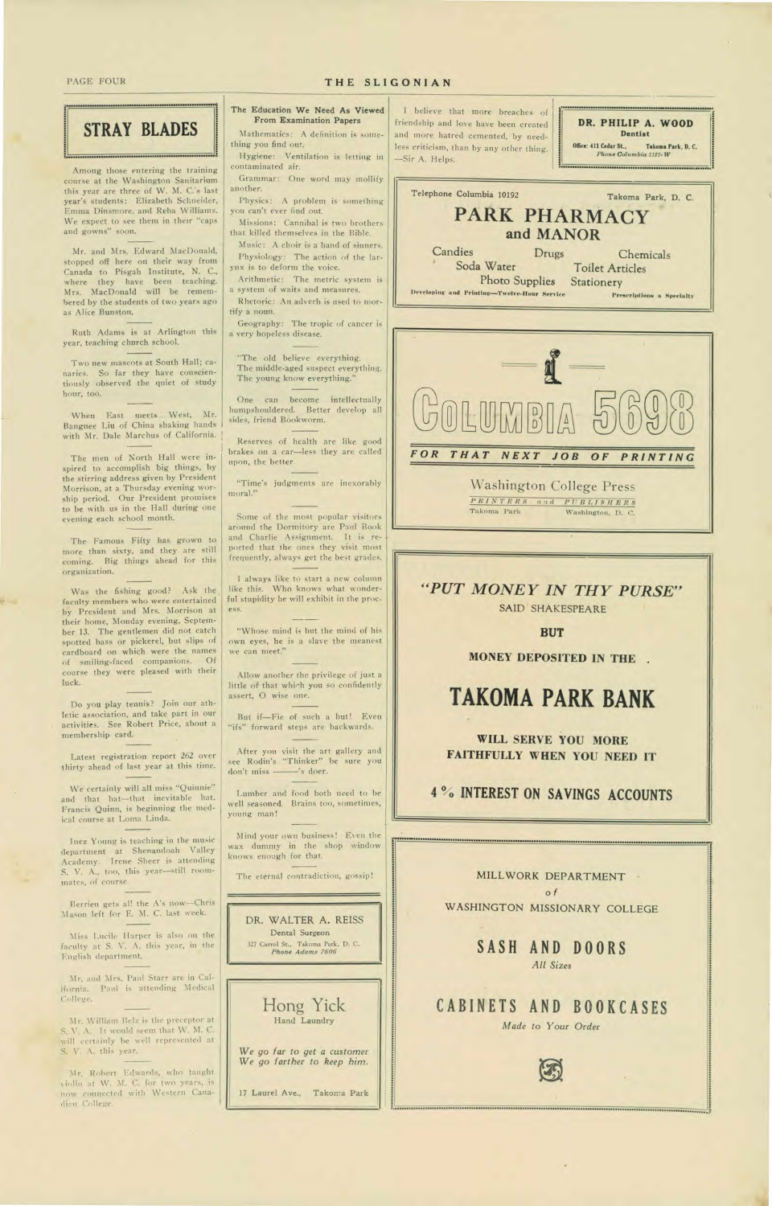## STRAY BLADES

Among those entering the training course at the Washington Sanitarium this year are three of W. M. C.'s last year's students: Elizabeth Schneider, Emma Dinsmore, and Reba Williams. We expect to see them in their "caps and gowns" soon.

Mr. and Mrs. Edward MacDonald, stopped off here on their way from Canada to Pisgah Institute, N. C., where they have been teaching. Mrs. MacDonald will be remembered by the students of two years ago as Alice Bunston.

Ruth Adams is at Arlington this year, teaching church school.

Two new mascots at South Hall; canaries. So far they have conscientiously observed the quiet of study hour, too.

When East meets West. Mr. Bangnee Liu of China shaking hands with Mr. Dale Marchus of California.

The men of North Hall were inspired to accomplish big things, by the stirring address given by President Morrison, at a Thursday evening worship period. Our President promises to be with us in the Hall during one evening each school month.

The Famous Fifty has grown to more than sixty, and they are still coming. Big things ahead for this organization.

Was the fishing good? Ask the faculty members who were entertained by President and Mrs. Morrison at their home, Monday evening, September 13. The gentlemen did not catch spotted bass or pickerel, but slips of cardboard on which were the names of smiling-faced companions. Of course they were pleased with their luck.

Do you play tennis? Join our athletic association, and take part in our activities. See Robert Price, about a membership card.

Latest registration report 262 over thirty ahead of last year at this time.

We certainly will all miss "Quinnie" and that hat—that inevitable hat. Francis Quinn, is beginning the medical course at Loma Linda.

Inez Young is teaching in the music department at Shenandoah Valley Academy. Irene Sheer is attending S. V. A., too, this year—still roommates, of course.

Berrien gets all the A's now—Chris Mason left for E. M. C. last week.

Miss Lucile Harper is also on the faculty at S. V. A. this year, in the English department.

Mr. and Mrs. Paul Starr are in California. Paul is attending Medical College.

Mr. William Belz is the preceptor at S. V. A. It would seem that W. M. C. will certainly be well represented at S. V. A. this year.

Mr. Robert Edwards, who taught violin at W. M. C. for two years, is now connected with Western Canadian College.

### The Education We Need As Viewed From Examination Papers

Mathematics: A definition is something you find out.

Hygiene: Ventilation is letting in contaminated air.

Grammar: One word may mollify another.

Physics: A problem is something you can't ever find out.

Missions: Cannibal is two brothers that killed themselves in the Bible.

Music: A choir is a band of sinners.

Physiology: The action of the larynx is to deform the voice.

Arithmetic: The metric system is a system of waits and measures.

Rhetoric: An adverb is used to mortify a noun.

Geography: The tropic of cancer is a very hopeless disease.

"The old believe everything.
The middle-aged suspect everything.
The young know everything."

One can become intellectually humpshouldered. Better develop all sides, friend Bookworm.

Reserves of health are like good brakes on a car—less they are called upon, the better.

"Time's judgments are inexorably moral."

Some of the most popular visitors around the Dormitory are Paul Book and Charlie Assignment. It is reported that the ones they visit most frequently, always get the best grades.

I always like to start a new column like this. Who knows what wonderful stupidity he will exhibit in the process.

"Whose mind is but the mind of his own eyes, he is a slave the meanest we can meet."

Allow another the privilege of just a little of that which you so confidently assert, O wise one.

But if—Fie of such a but! Even "ifs" forward steps are backwards.

After you visit the art gallery and see Rodin's "Thinker" be sure you don't miss ———'s doer.

Lumber and food both need to be well seasoned. Brains too, sometimes, young man!

Mind your own business! Even the wax dummy in the shop window knows enough for that.

The eternal contradiction, gossip!

I believe that more breaches of friendship and love have been created and more hatred cemented, by needless criticism, than by any other thing. —Sir A. Helps.

---

**DR. WALTER A. REISS**
Dental Surgeon
327 Carrol St., Takoma Park, D. C.
*Phone Adams 7606*

---

**Hong Yick**
Hand Laundry

*We go far to get a customer*
*We go farther to keep him.*

17 Laurel Ave., Takoma Park

---

**DR. PHILIP A. WOOD**
Dentist
Office: 411 Cedar St., Takoma Park, D. C.
*Phone Columbia 5157-W*

---

Telephone Columbia 10192 — Takoma Park, D. C.

**PARK PHARMACY and MANOR**

Candies — Drugs — Chemicals
Soda Water — Toilet Articles
Photo Supplies — Stationery

Developing and Printing—Twelve-Hour Service — Prescriptions a Specialty

---

**COLUMBIA 5698**

***FOR THAT NEXT JOB OF PRINTING***

Washington College Press
*PRINTERS and PUBLISHERS*
Takoma Park — Washington, D. C.

---

***"PUT MONEY IN THY PURSE"***
SAID SHAKESPEARE

**BUT**

**MONEY DEPOSITED IN THE**

**TAKOMA PARK BANK**

**WILL SERVE YOU MORE FAITHFULLY WHEN YOU NEED IT**

**4% INTEREST ON SAVINGS ACCOUNTS**

---

MILLWORK DEPARTMENT
*of*
WASHINGTON MISSIONARY COLLEGE

**SASH AND DOORS**
*All Sizes*

**CABINETS AND BOOKCASES**
*Made to Your Order*